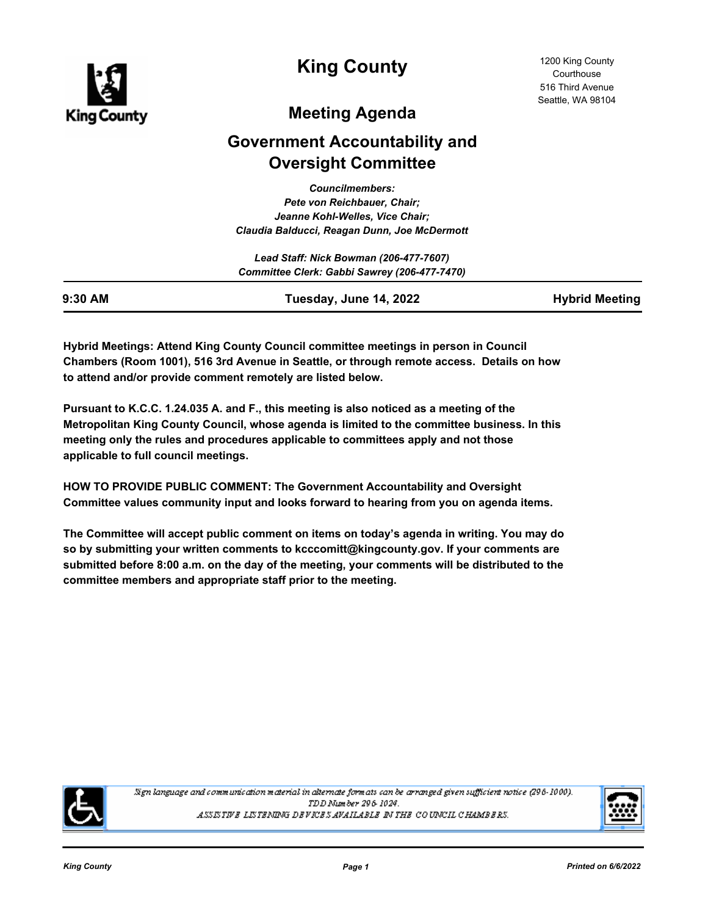# King County

1200 King County Courthouse
516 Third Avenue
Seattle, WA 98104

## Meeting Agenda

## Government Accountability and Oversight Committee

*Councilmembers:*
*Pete von Reichbauer, Chair;*
*Jeanne Kohl-Welles, Vice Chair;*
*Claudia Balducci, Reagan Dunn, Joe McDermott*

*Lead Staff: Nick Bowman (206-477-7607)*
*Committee Clerk: Gabbi Sawrey (206-477-7470)*

**9:30 AM** | **Tuesday, June 14, 2022** | **Hybrid Meeting**

**Hybrid Meetings: Attend King County Council committee meetings in person in Council Chambers (Room 1001), 516 3rd Avenue in Seattle, or through remote access. Details on how to attend and/or provide comment remotely are listed below.**

**Pursuant to K.C.C. 1.24.035 A. and F., this meeting is also noticed as a meeting of the Metropolitan King County Council, whose agenda is limited to the committee business. In this meeting only the rules and procedures applicable to committees apply and not those applicable to full council meetings.**

**HOW TO PROVIDE PUBLIC COMMENT: The Government Accountability and Oversight Committee values community input and looks forward to hearing from you on agenda items.**

**The Committee will accept public comment on items on today's agenda in writing. You may do so by submitting your written comments to kcccomitt@kingcounty.gov. If your comments are submitted before 8:00 a.m. on the day of the meeting, your comments will be distributed to the committee members and appropriate staff prior to the meeting.**

*Sign language and communication material in alternate formats can be arranged given sufficient notice (296-1000).*
*TDD Number 296-1024.*
*ASSISTIVE LISTENING DEVICES AVAILABLE IN THE COUNCIL CHAMBERS.*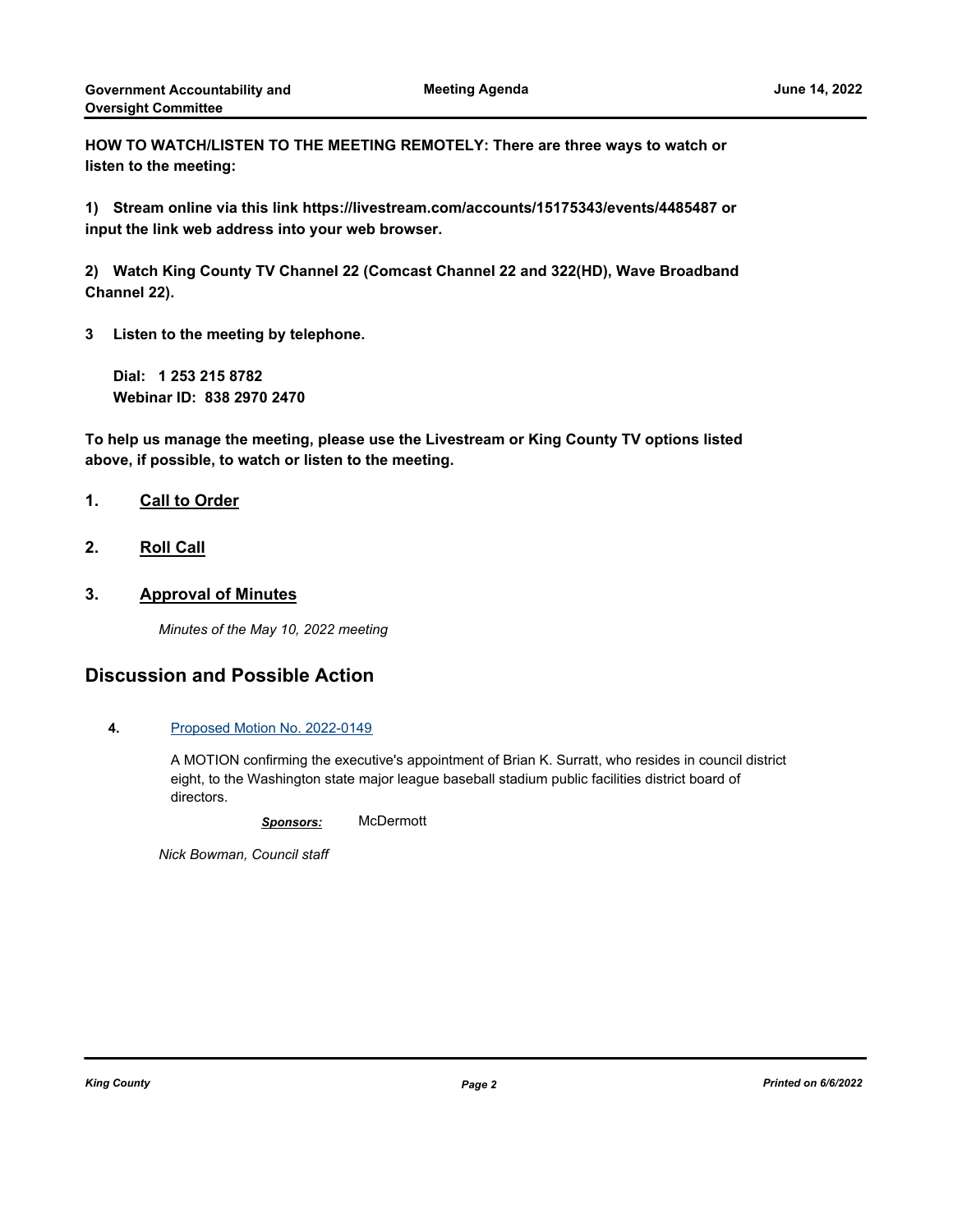**HOW TO WATCH/LISTEN TO THE MEETING REMOTELY: There are three ways to watch or listen to the meeting:**

**1) Stream online via this link https://livestream.com/accounts/15175343/events/4485487 or input the link web address into your web browser.**

**2) Watch King County TV Channel 22 (Comcast Channel 22 and 322(HD), Wave Broadband Channel 22).**

**3 Listen to the meeting by telephone.**

**Dial: 1 253 215 8782**
**Webinar ID: 838 2970 2470**

**To help us manage the meeting, please use the Livestream or King County TV options listed above, if possible, to watch or listen to the meeting.**

## 1. Call to Order

## 2. Roll Call

## 3. Approval of Minutes

*Minutes of the May 10, 2022 meeting*

# Discussion and Possible Action

**4.** Proposed Motion No. 2022-0149

A MOTION confirming the executive's appointment of Brian K. Surratt, who resides in council district eight, to the Washington state major league baseball stadium public facilities district board of directors.

***Sponsors:*** McDermott

*Nick Bowman, Council staff*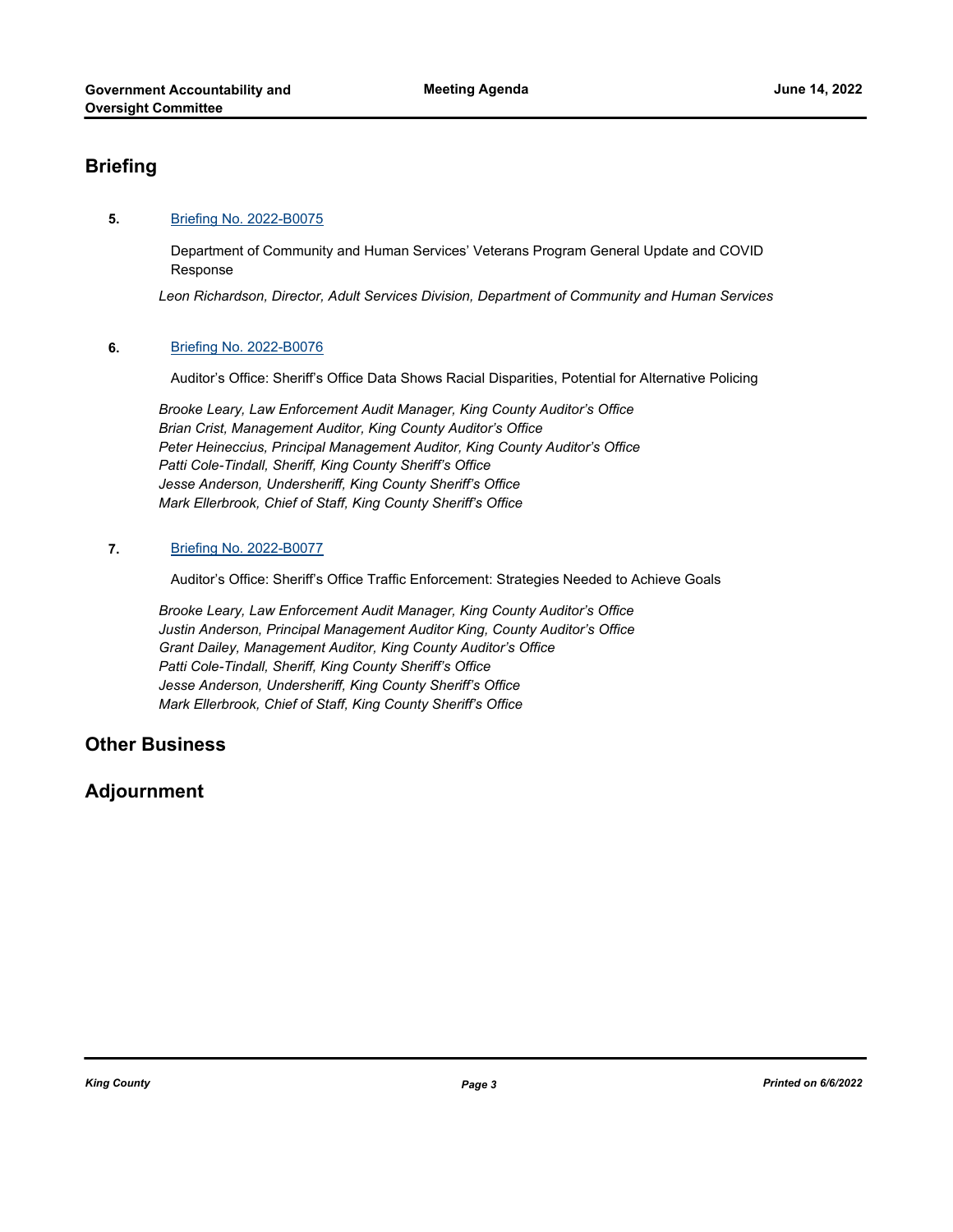## Briefing

**5.** Briefing No. 2022-B0075

Department of Community and Human Services' Veterans Program General Update and COVID Response

*Leon Richardson, Director, Adult Services Division, Department of Community and Human Services*

**6.** Briefing No. 2022-B0076

Auditor's Office: Sheriff's Office Data Shows Racial Disparities, Potential for Alternative Policing

*Brooke Leary, Law Enforcement Audit Manager, King County Auditor's Office*
*Brian Crist, Management Auditor, King County Auditor's Office*
*Peter Heineccius, Principal Management Auditor, King County Auditor's Office*
*Patti Cole-Tindall, Sheriff, King County Sheriff's Office*
*Jesse Anderson, Undersheriff, King County Sheriff's Office*
*Mark Ellerbrook, Chief of Staff, King County Sheriff's Office*

**7.** Briefing No. 2022-B0077

Auditor's Office: Sheriff's Office Traffic Enforcement: Strategies Needed to Achieve Goals

*Brooke Leary, Law Enforcement Audit Manager, King County Auditor's Office*
*Justin Anderson, Principal Management Auditor King, County Auditor's Office*
*Grant Dailey, Management Auditor, King County Auditor's Office*
*Patti Cole-Tindall, Sheriff, King County Sheriff's Office*
*Jesse Anderson, Undersheriff, King County Sheriff's Office*
*Mark Ellerbrook, Chief of Staff, King County Sheriff's Office*

## Other Business

## Adjournment